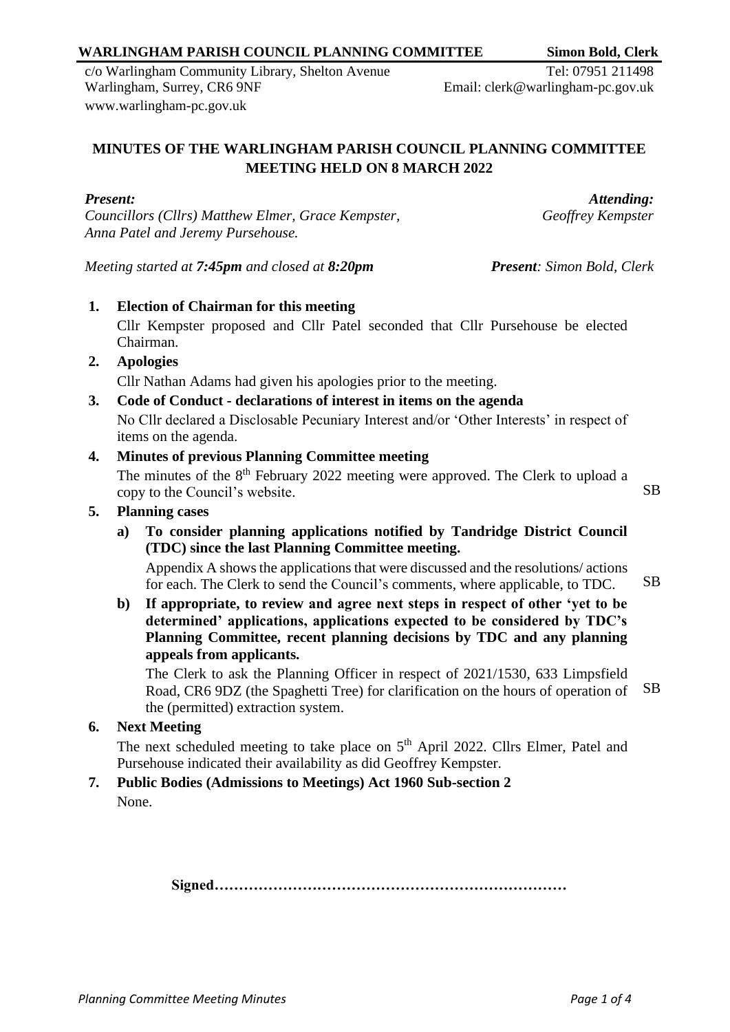**WARLINGHAM PARISH COUNCIL PLANNING COMMITTEE** **Simon Bold, Clerk**

c/o Warlingham Community Library, Shelton Avenue
Warlingham, Surrey, CR6 9NF
www.warlingham-pc.gov.uk

Tel: 07951 211498
Email: clerk@warlingham-pc.gov.uk

## MINUTES OF THE WARLINGHAM PARISH COUNCIL PLANNING COMMITTEE MEETING HELD ON 8 MARCH 2022

***Present:***
*Councillors (Cllrs) Matthew Elmer, Grace Kempster, Anna Patel and Jeremy Pursehouse.*

***Attending:***
*Geoffrey Kempster*

*Meeting started at* ***7:45pm*** *and closed at* ***8:20pm***

***Present****: Simon Bold, Clerk*

**1. Election of Chairman for this meeting**

Cllr Kempster proposed and Cllr Patel seconded that Cllr Pursehouse be elected Chairman.

**2. Apologies**

Cllr Nathan Adams had given his apologies prior to the meeting.

**3. Code of Conduct - declarations of interest in items on the agenda**

No Cllr declared a Disclosable Pecuniary Interest and/or 'Other Interests' in respect of items on the agenda.

**4. Minutes of previous Planning Committee meeting**

The minutes of the 8th February 2022 meeting were approved. The Clerk to upload a copy to the Council's website. SB

**5. Planning cases**

**a) To consider planning applications notified by Tandridge District Council (TDC) since the last Planning Committee meeting.**

Appendix A shows the applications that were discussed and the resolutions/ actions for each. The Clerk to send the Council's comments, where applicable, to TDC. SB

**b) If appropriate, to review and agree next steps in respect of other 'yet to be determined' applications, applications expected to be considered by TDC's Planning Committee, recent planning decisions by TDC and any planning appeals from applicants.**

The Clerk to ask the Planning Officer in respect of 2021/1530, 633 Limpsfield Road, CR6 9DZ (the Spaghetti Tree) for clarification on the hours of operation of the (permitted) extraction system. SB

**6. Next Meeting**

The next scheduled meeting to take place on 5th April 2022. Cllrs Elmer, Patel and Pursehouse indicated their availability as did Geoffrey Kempster.

**7. Public Bodies (Admissions to Meetings) Act 1960 Sub-section 2**

None.

**Signed………………………………………………………………**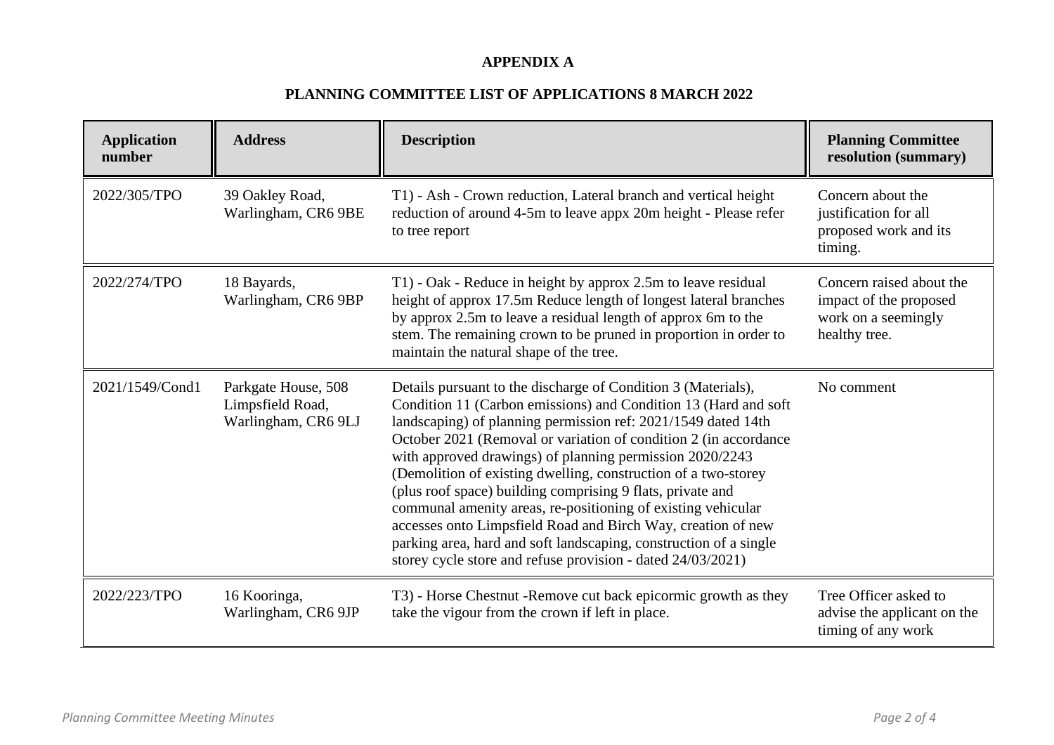**APPENDIX A**

**PLANNING COMMITTEE LIST OF APPLICATIONS 8 MARCH 2022**

| Application number | Address | Description | Planning Committee resolution (summary) |
|---|---|---|---|
| 2022/305/TPO | 39 Oakley Road, Warlingham, CR6 9BE | T1) - Ash - Crown reduction, Lateral branch and vertical height reduction of around 4-5m to leave appx 20m height - Please refer to tree report | Concern about the justification for all proposed work and its timing. |
| 2022/274/TPO | 18 Bayards, Warlingham, CR6 9BP | T1) - Oak - Reduce in height by approx 2.5m to leave residual height of approx 17.5m Reduce length of longest lateral branches by approx 2.5m to leave a residual length of approx 6m to the stem. The remaining crown to be pruned in proportion in order to maintain the natural shape of the tree. | Concern raised about the impact of the proposed work on a seemingly healthy tree. |
| 2021/1549/Cond1 | Parkgate House, 508 Limpsfield Road, Warlingham, CR6 9LJ | Details pursuant to the discharge of Condition 3 (Materials), Condition 11 (Carbon emissions) and Condition 13 (Hard and soft landscaping) of planning permission ref: 2021/1549 dated 14th October 2021 (Removal or variation of condition 2 (in accordance with approved drawings) of planning permission 2020/2243 (Demolition of existing dwelling, construction of a two-storey (plus roof space) building comprising 9 flats, private and communal amenity areas, re-positioning of existing vehicular accesses onto Limpsfield Road and Birch Way, creation of new parking area, hard and soft landscaping, construction of a single storey cycle store and refuse provision - dated 24/03/2021) | No comment |
| 2022/223/TPO | 16 Kooringa, Warlingham, CR6 9JP | T3) - Horse Chestnut -Remove cut back epicormic growth as they take the vigour from the crown if left in place. | Tree Officer asked to advise the applicant on the timing of any work |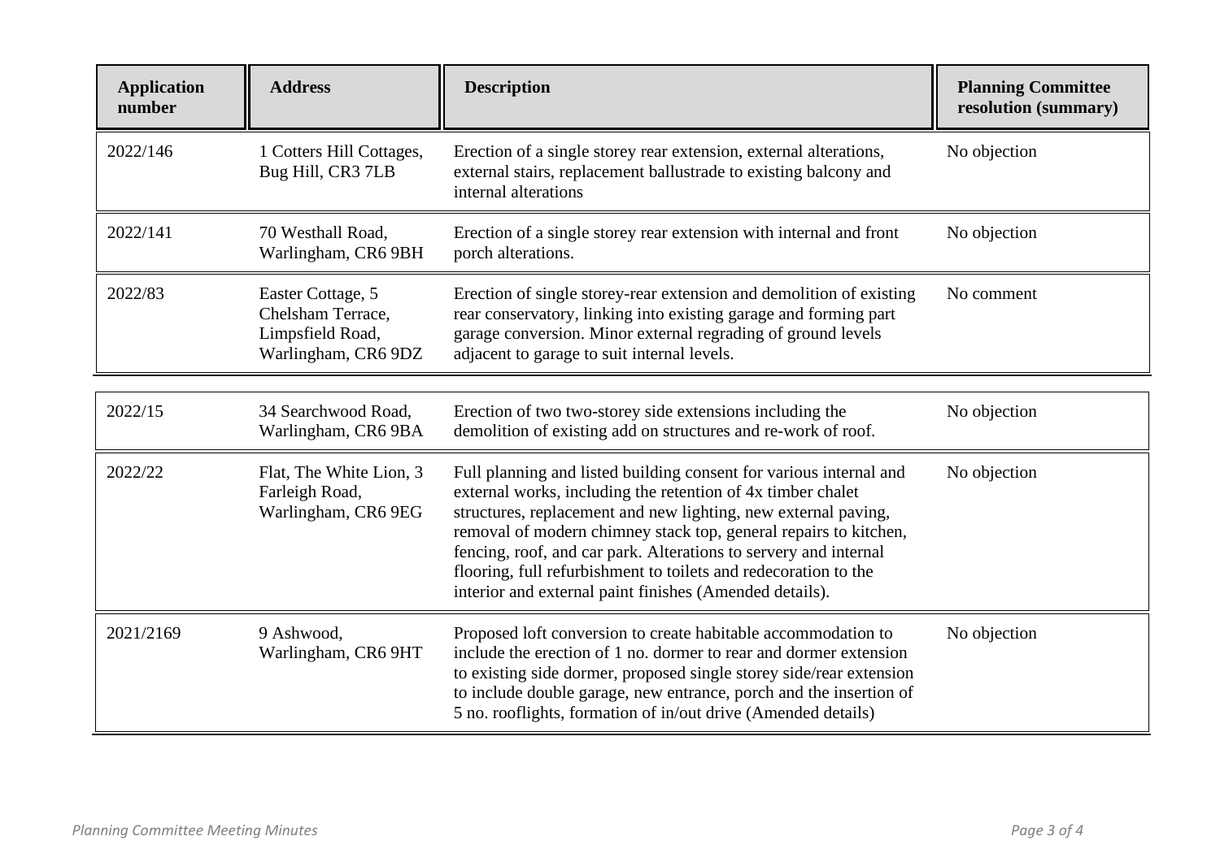| Application number | Address | Description | Planning Committee resolution (summary) |
|---|---|---|---|
| 2022/146 | 1 Cotters Hill Cottages, Bug Hill, CR3 7LB | Erection of a single storey rear extension, external alterations, external stairs, replacement ballustrade to existing balcony and internal alterations | No objection |
| 2022/141 | 70 Westhall Road, Warlingham, CR6 9BH | Erection of a single storey rear extension with internal and front porch alterations. | No objection |
| 2022/83 | Easter Cottage, 5 Chelsham Terrace, Limpsfield Road, Warlingham, CR6 9DZ | Erection of single storey-rear extension and demolition of existing rear conservatory, linking into existing garage and forming part garage conversion. Minor external regrading of ground levels adjacent to garage to suit internal levels. | No comment |
| 2022/15 | 34 Searchwood Road, Warlingham, CR6 9BA | Erection of two two-storey side extensions including the demolition of existing add on structures and re-work of roof. | No objection |
| 2022/22 | Flat, The White Lion, 3 Farleigh Road, Warlingham, CR6 9EG | Full planning and listed building consent for various internal and external works, including the retention of 4x timber chalet structures, replacement and new lighting, new external paving, removal of modern chimney stack top, general repairs to kitchen, fencing, roof, and car park. Alterations to servery and internal flooring, full refurbishment to toilets and redecoration to the interior and external paint finishes (Amended details). | No objection |
| 2021/2169 | 9 Ashwood, Warlingham, CR6 9HT | Proposed loft conversion to create habitable accommodation to include the erection of 1 no. dormer to rear and dormer extension to existing side dormer, proposed single storey side/rear extension to include double garage, new entrance, porch and the insertion of 5 no. rooflights, formation of in/out drive (Amended details) | No objection |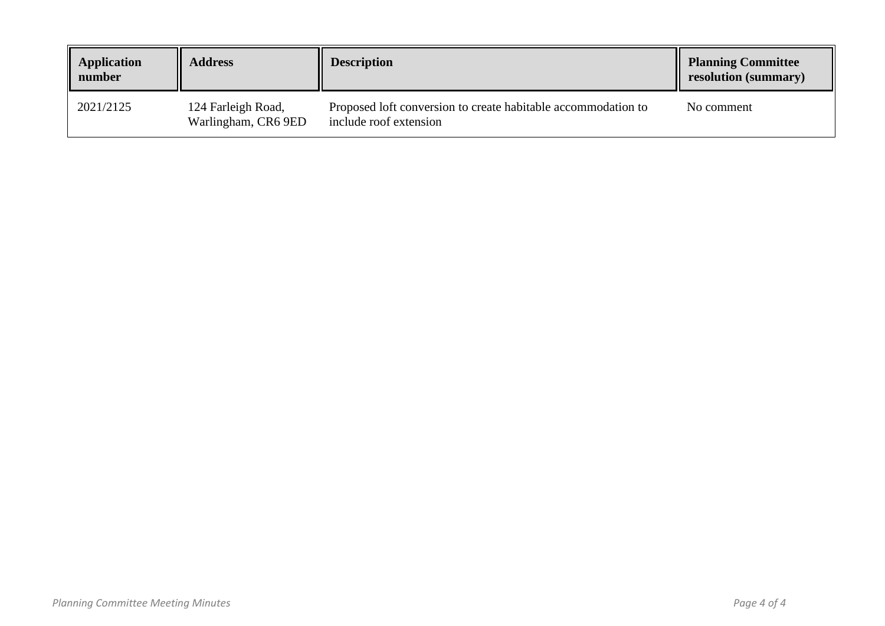| Application number | Address | Description | Planning Committee resolution (summary) |
| --- | --- | --- | --- |
| 2021/2125 | 124 Farleigh Road, Warlingham, CR6 9ED | Proposed loft conversion to create habitable accommodation to include roof extension | No comment |